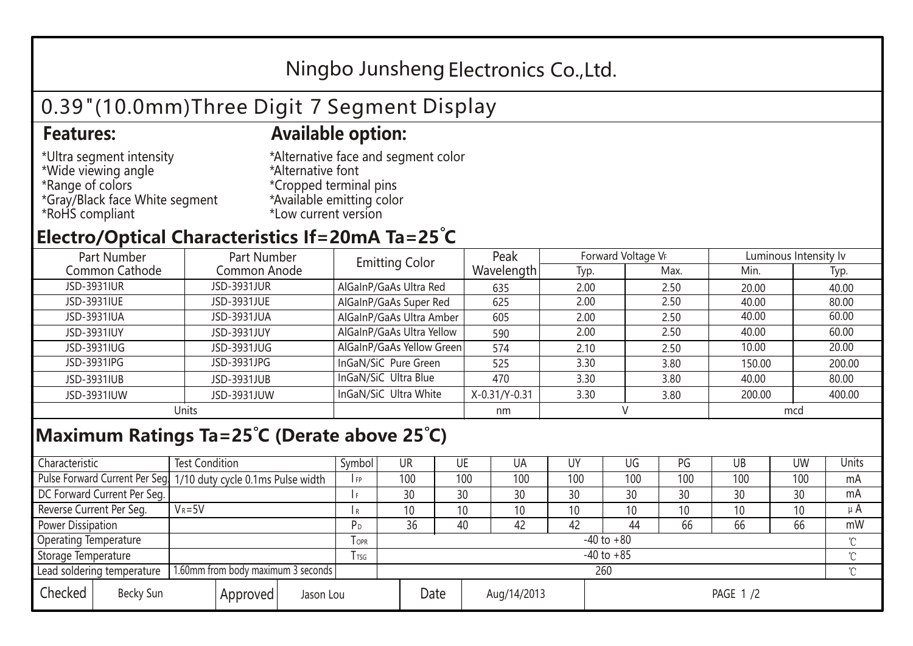# Ningbo Junsheng Electronics Co.,Ltd.

## 0.39"(10.0mm)Three Digit 7 Segment Display

### Features:

*Ultra segment intensity
*Wide viewing angle
*Range of colors
*Gray/Black face White segment
*RoHS compliant

### Available option:

*Alternative face and segment color
*Alternative font
*Cropped terminal pins
*Available emitting color
*Low current version

## Electro/Optical Characteristics If=20mA Ta=25°C

| Part Number Common Cathode | Part Number Common Anode | Emitting Color | Peak Wavelength | Forward Voltage $V_F$ | | Luminous Intensity Iv | |
|---|---|---|---|---|---|---|---|
| | | | | Typ. | Max. | Min. | Typ. |
| JSD-3931IUR | JSD-3931JUR | AlGaInP/GaAs Ultra Red | 635 | 2.00 | 2.50 | 20.00 | 40.00 |
| JSD-3931IUE | JSD-3931JUE | AlGaInP/GaAs Super Red | 625 | 2.00 | 2.50 | 40.00 | 80.00 |
| JSD-3931IUA | JSD-3931JUA | AlGaInP/GaAs Ultra Amber | 605 | 2.00 | 2.50 | 40.00 | 60.00 |
| JSD-3931IUY | JSD-3931JUY | AlGaInP/GaAs Ultra Yellow | 590 | 2.00 | 2.50 | 40.00 | 60.00 |
| JSD-3931IUG | JSD-3931JUG | AlGaInP/GaAs Yellow Green | 574 | 2.10 | 2.50 | 10.00 | 20.00 |
| JSD-3931IPG | JSD-3931JPG | InGaN/SiC Pure Green | 525 | 3.30 | 3.80 | 150.00 | 200.00 |
| JSD-3931IUB | JSD-3931JUB | InGaN/SiC Ultra Blue | 470 | 3.30 | 3.80 | 40.00 | 80.00 |
| JSD-3931IUW | JSD-3931JUW | InGaN/SiC Ultra White | X-0.31/Y-0.31 | 3.30 | 3.80 | 200.00 | 400.00 |
| Units | | | nm | V | | mcd | |

## Maximum Ratings Ta=25°C (Derate above 25°C)

| Characteristic | Test Condition | Symbol | UR | UE | UA | UY | UG | PG | UB | UW | Units |
|---|---|---|---|---|---|---|---|---|---|---|---|
| Pulse Forward Current Per Seg. | 1/10 duty cycle 0.1ms Pulse width | $I_{FP}$ | 100 | 100 | 100 | 100 | 100 | 100 | 100 | 100 | mA |
| DC Forward Current Per Seg. | | $I_F$ | 30 | 30 | 30 | 30 | 30 | 30 | 30 | 30 | mA |
| Reverse Current Per Seg. | $V_R$=5V | $I_R$ | 10 | 10 | 10 | 10 | 10 | 10 | 10 | 10 | μA |
| Power Dissipation | | $P_D$ | 36 | 40 | 42 | 42 | 44 | 66 | 66 | 66 | mW |
| Operating Temperature | | $T_{OPR}$ | -40 to +80 | | | | | | | | ℃ |
| Storage Temperature | | $T_{TSG}$ | -40 to +85 | | | | | | | | ℃ |
| Lead soldering temperature | 1.60mm from body maximum 3 seconds | | 260 | | | | | | | | ℃ |

| Checked | Becky Sun | Approved | Jason Lou | Date | Aug/14/2013 | PAGE 1 /2 |
|---|---|---|---|---|---|---|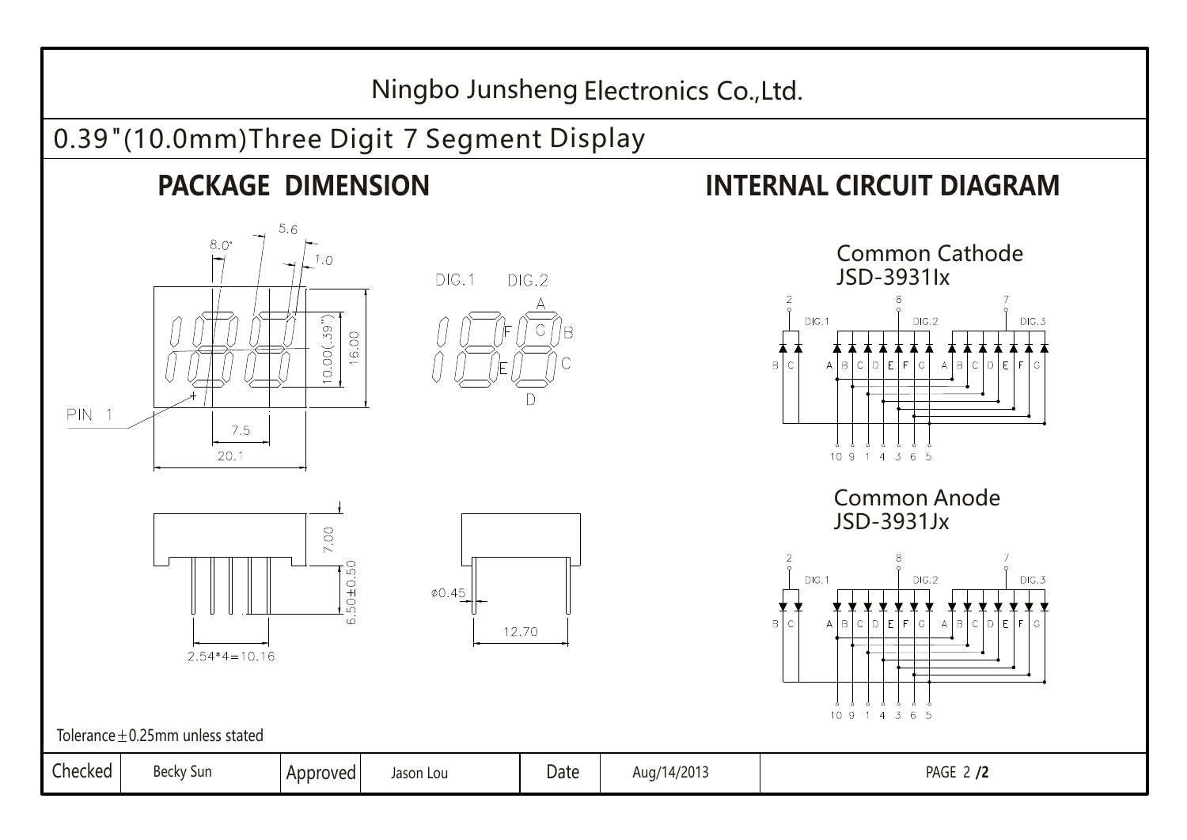Ningbo Junsheng Electronics Co.,Ltd.

0.39"(10.0mm)Three Digit 7 Segment Display

## PACKAGE DIMENSION

8.0°
5.6
1.0
10.00(.39")
16.00
PIN 1
7.5
20.1

DIG.1 DIG.2
A
F C B
E C
D

7.00
6.50±0.50
2.54*4=10.16

ø0.45
12.70

## INTERNAL CIRCUIT DIAGRAM

Common Cathode
JSD-3931Ix

2 8 7
DIG.1 DIG.2 DIG.3
B C A B C D E F G A B C D E F G
10 9 1 4 3 6 5

Common Anode
JSD-3931Jx

2 8 7
DIG.1 DIG.2 DIG.3
B C A B C D E F G A B C D E F G
10 9 1 4 3 6 5

Tolerance ±0.25mm unless stated

| Checked | Becky Sun | Approved | Jason Lou | Date | Aug/14/2013 |
|---|---|---|---|---|---|